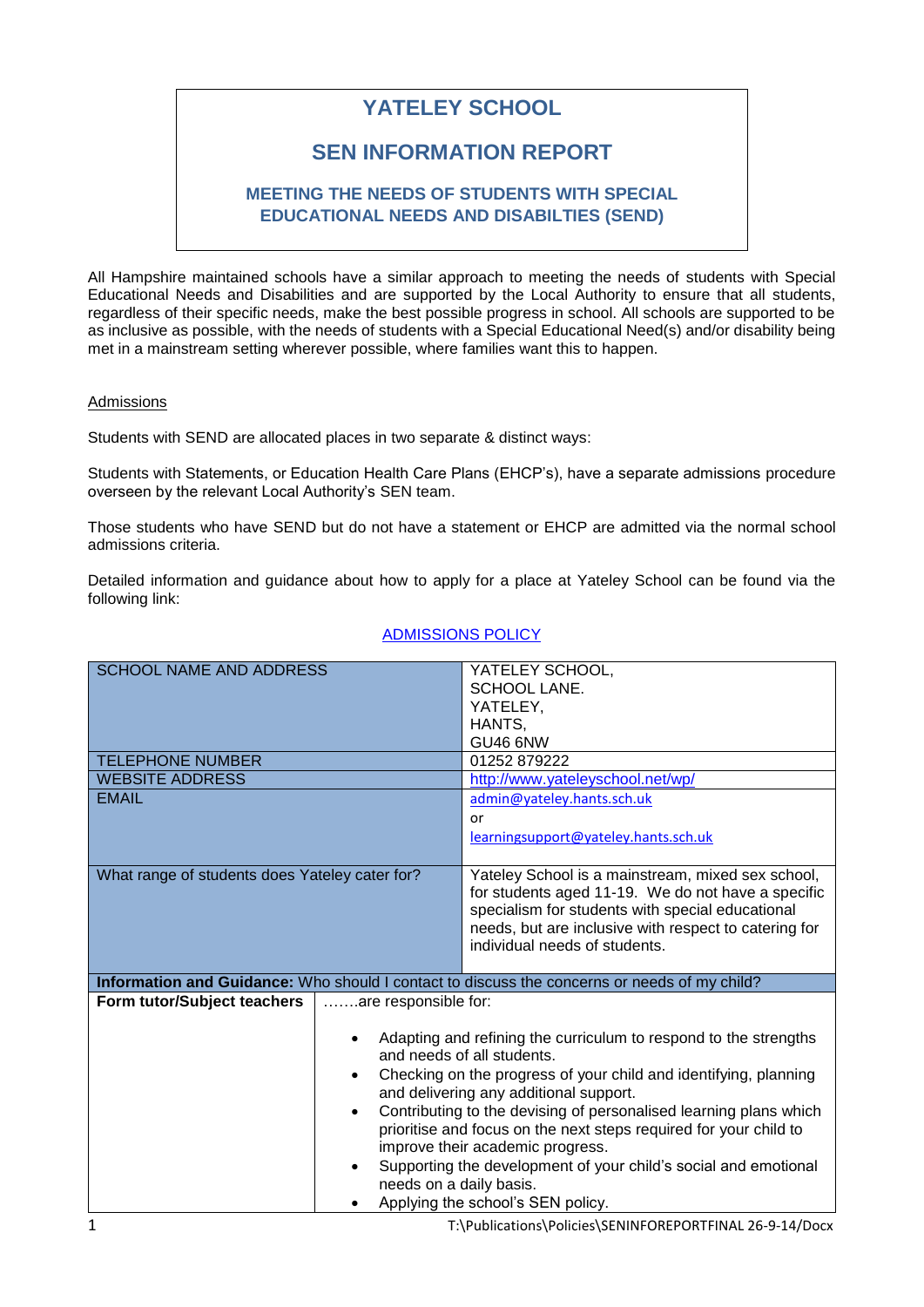# YATELEY SCHOOL

## SEN INFORMATION REPORT

### MEETING THE NEEDS OF STUDENTS WITH SPECIAL EDUCATIONAL NEEDS AND DISABILTIES (SEND)

All Hampshire maintained schools have a similar approach to meeting the needs of students with Special Educational Needs and Disabilities and are supported by the Local Authority to ensure that all students, regardless of their specific needs, make the best possible progress in school. All schools are supported to be as inclusive as possible, with the needs of students with a Special Educational Need(s) and/or disability being met in a mainstream setting wherever possible, where families want this to happen.

Admissions

Students with SEND are allocated places in two separate & distinct ways:

Students with Statements, or Education Health Care Plans (EHCP's), have a separate admissions procedure overseen by the relevant Local Authority's SEN team.

Those students who have SEND but do not have a statement or EHCP are admitted via the normal school admissions criteria.

Detailed information and guidance about how to apply for a place at Yateley School can be found via the following link:

ADMISSIONS POLICY

| SCHOOL NAME AND ADDRESS | YATELEY SCHOOL, SCHOOL LANE. YATELEY, HANTS, GU46 6NW |
|---|---|
| TELEPHONE NUMBER | 01252 879222 |
| WEBSITE ADDRESS | http://www.yateleyschool.net/wp/ |
| EMAIL | admin@yateley.hants.sch.uk or learningsupport@yateley.hants.sch.uk |
| What range of students does Yateley cater for? | Yateley School is a mainstream, mixed sex school, for students aged 11-19. We do not have a specific specialism for students with special educational needs, but are inclusive with respect to catering for individual needs of students. |

| **Information and Guidance:** Who should I contact to discuss the concerns or needs of my child? | |
|---|---|
| **Form tutor/Subject teachers** | …….are responsible for:<br><br>• Adapting and refining the curriculum to respond to the strengths and needs of all students.<br>• Checking on the progress of your child and identifying, planning and delivering any additional support.<br>• Contributing to the devising of personalised learning plans which prioritise and focus on the next steps required for your child to improve their academic progress.<br>• Supporting the development of your child's social and emotional needs on a daily basis.<br>• Applying the school's SEN policy. |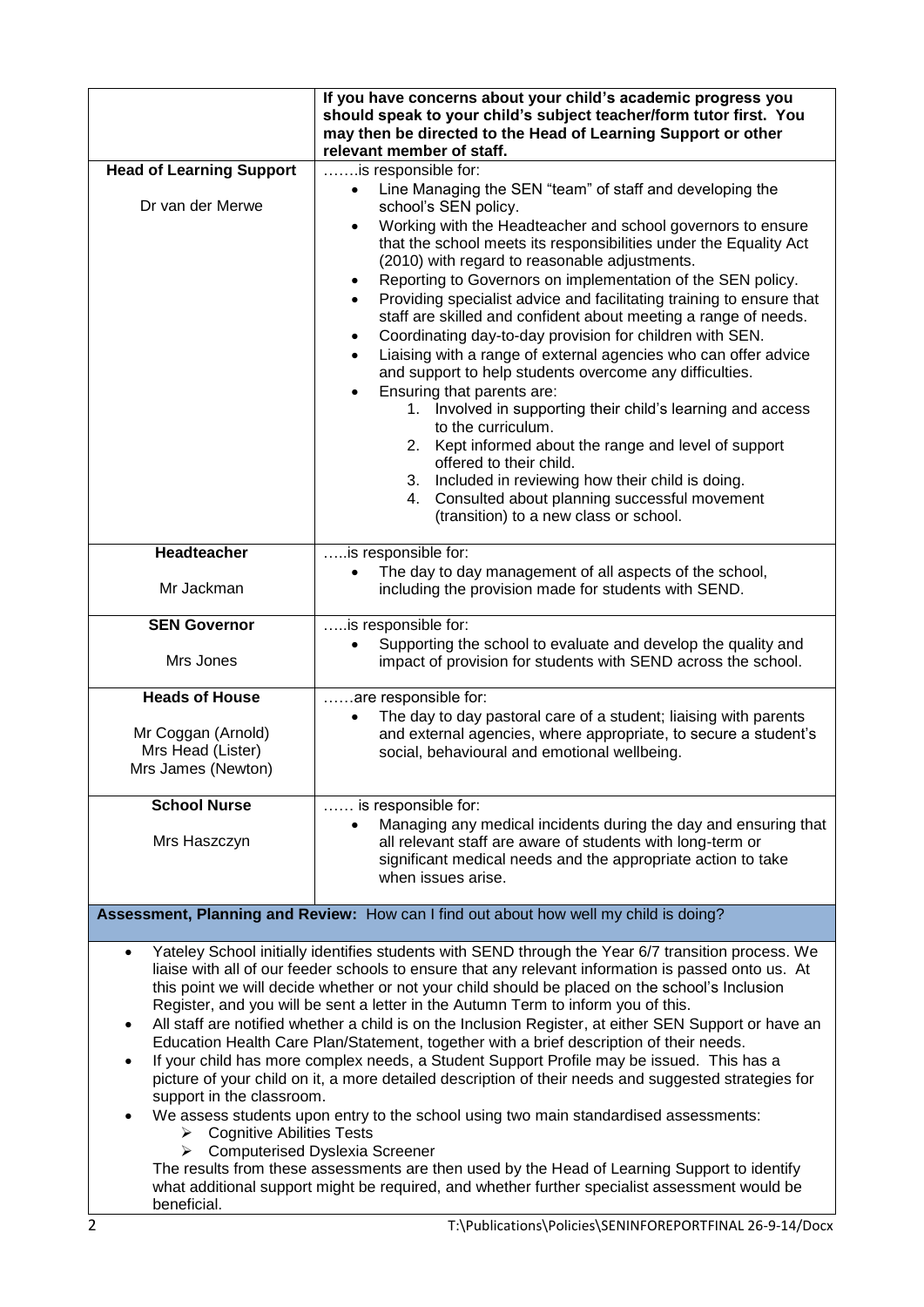| | **If you have concerns about your child's academic progress you should speak to your child's subject teacher/form tutor first. You may then be directed to the Head of Learning Support or other relevant member of staff.** |
|---|---|
| **Head of Learning Support**<br><br>Dr van der Merwe | …….is responsible for:<br>• Line Managing the SEN "team" of staff and developing the school's SEN policy.<br>• Working with the Headteacher and school governors to ensure that the school meets its responsibilities under the Equality Act (2010) with regard to reasonable adjustments.<br>• Reporting to Governors on implementation of the SEN policy.<br>• Providing specialist advice and facilitating training to ensure that staff are skilled and confident about meeting a range of needs.<br>• Coordinating day-to-day provision for children with SEN.<br>• Liaising with a range of external agencies who can offer advice and support to help students overcome any difficulties.<br>• Ensuring that parents are:<br>1. Involved in supporting their child's learning and access to the curriculum.<br>2. Kept informed about the range and level of support offered to their child.<br>3. Included in reviewing how their child is doing.<br>4. Consulted about planning successful movement (transition) to a new class or school. |
| **Headteacher**<br><br>Mr Jackman | …..is responsible for:<br>• The day to day management of all aspects of the school, including the provision made for students with SEND. |
| **SEN Governor**<br><br>Mrs Jones | …..is responsible for:<br>• Supporting the school to evaluate and develop the quality and impact of provision for students with SEND across the school. |
| **Heads of House**<br><br>Mr Coggan (Arnold)<br>Mrs Head (Lister)<br>Mrs James (Newton) | ……are responsible for:<br>• The day to day pastoral care of a student; liaising with parents and external agencies, where appropriate, to secure a student's social, behavioural and emotional wellbeing. |
| **School Nurse**<br><br>Mrs Haszczyn | …… is responsible for:<br>• Managing any medical incidents during the day and ensuring that all relevant staff are aware of students with long-term or significant medical needs and the appropriate action to take when issues arise. |

**Assessment, Planning and Review:** How can I find out about how well my child is doing?

- Yateley School initially identifies students with SEND through the Year 6/7 transition process. We liaise with all of our feeder schools to ensure that any relevant information is passed onto us. At this point we will decide whether or not your child should be placed on the school's Inclusion Register, and you will be sent a letter in the Autumn Term to inform you of this.
- All staff are notified whether a child is on the Inclusion Register, at either SEN Support or have an Education Health Care Plan/Statement, together with a brief description of their needs.
- If your child has more complex needs, a Student Support Profile may be issued. This has a picture of your child on it, a more detailed description of their needs and suggested strategies for support in the classroom.
- We assess students upon entry to the school using two main standardised assessments:
  - Cognitive Abilities Tests
  - Computerised Dyslexia Screener

  The results from these assessments are then used by the Head of Learning Support to identify what additional support might be required, and whether further specialist assessment would be beneficial.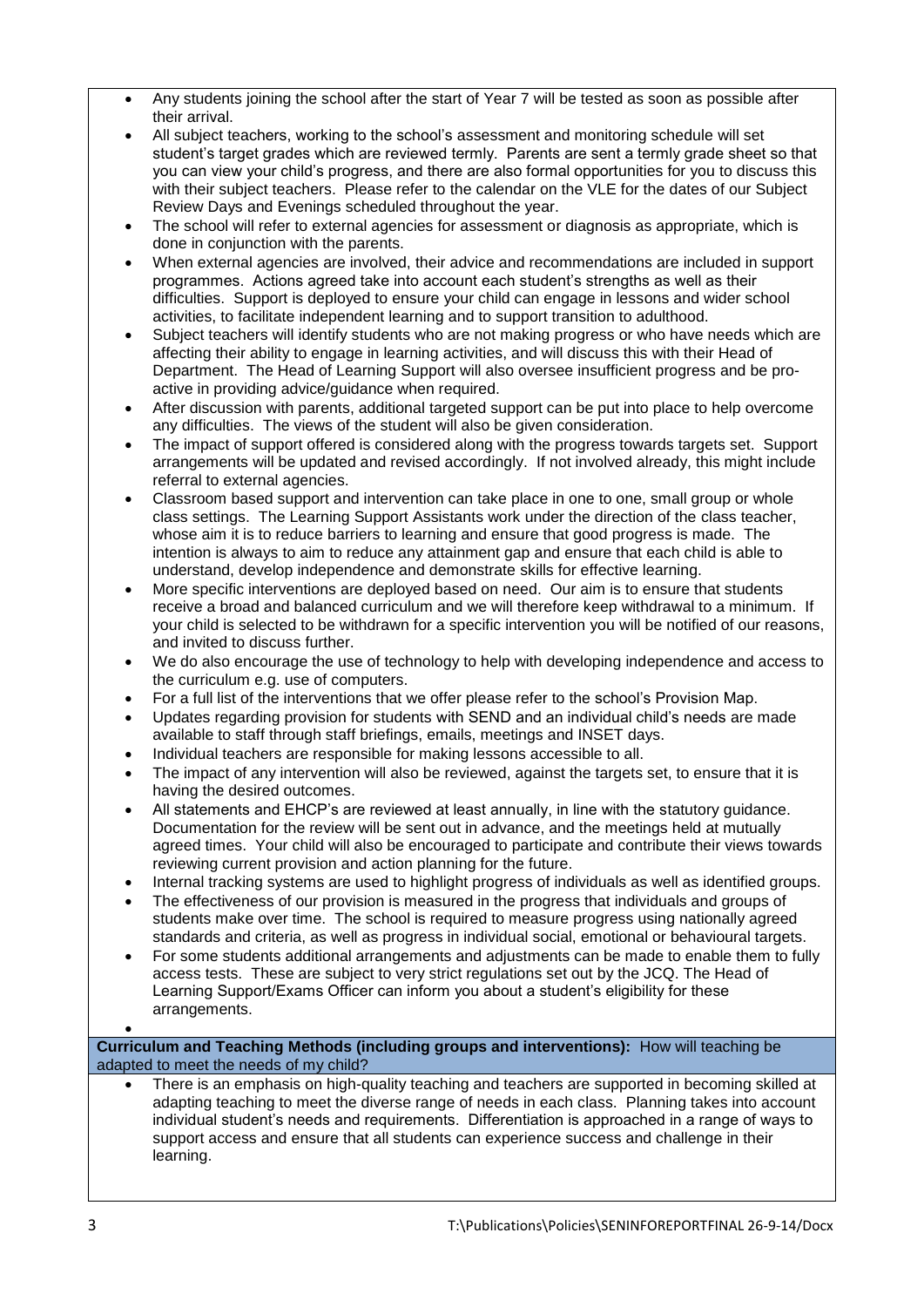- Any students joining the school after the start of Year 7 will be tested as soon as possible after their arrival.
- All subject teachers, working to the school's assessment and monitoring schedule will set student's target grades which are reviewed termly. Parents are sent a termly grade sheet so that you can view your child's progress, and there are also formal opportunities for you to discuss this with their subject teachers. Please refer to the calendar on the VLE for the dates of our Subject Review Days and Evenings scheduled throughout the year.
- The school will refer to external agencies for assessment or diagnosis as appropriate, which is done in conjunction with the parents.
- When external agencies are involved, their advice and recommendations are included in support programmes. Actions agreed take into account each student's strengths as well as their difficulties. Support is deployed to ensure your child can engage in lessons and wider school activities, to facilitate independent learning and to support transition to adulthood.
- Subject teachers will identify students who are not making progress or who have needs which are affecting their ability to engage in learning activities, and will discuss this with their Head of Department. The Head of Learning Support will also oversee insufficient progress and be pro-active in providing advice/guidance when required.
- After discussion with parents, additional targeted support can be put into place to help overcome any difficulties. The views of the student will also be given consideration.
- The impact of support offered is considered along with the progress towards targets set. Support arrangements will be updated and revised accordingly. If not involved already, this might include referral to external agencies.
- Classroom based support and intervention can take place in one to one, small group or whole class settings. The Learning Support Assistants work under the direction of the class teacher, whose aim it is to reduce barriers to learning and ensure that good progress is made. The intention is always to aim to reduce any attainment gap and ensure that each child is able to understand, develop independence and demonstrate skills for effective learning.
- More specific interventions are deployed based on need. Our aim is to ensure that students receive a broad and balanced curriculum and we will therefore keep withdrawal to a minimum. If your child is selected to be withdrawn for a specific intervention you will be notified of our reasons, and invited to discuss further.
- We do also encourage the use of technology to help with developing independence and access to the curriculum e.g. use of computers.
- For a full list of the interventions that we offer please refer to the school's Provision Map.
- Updates regarding provision for students with SEND and an individual child's needs are made available to staff through staff briefings, emails, meetings and INSET days.
- Individual teachers are responsible for making lessons accessible to all.
- The impact of any intervention will also be reviewed, against the targets set, to ensure that it is having the desired outcomes.
- All statements and EHCP's are reviewed at least annually, in line with the statutory guidance. Documentation for the review will be sent out in advance, and the meetings held at mutually agreed times. Your child will also be encouraged to participate and contribute their views towards reviewing current provision and action planning for the future.
- Internal tracking systems are used to highlight progress of individuals as well as identified groups.
- The effectiveness of our provision is measured in the progress that individuals and groups of students make over time. The school is required to measure progress using nationally agreed standards and criteria, as well as progress in individual social, emotional or behavioural targets.
- For some students additional arrangements and adjustments can be made to enable them to fully access tests. These are subject to very strict regulations set out by the JCQ. The Head of Learning Support/Exams Officer can inform you about a student's eligibility for these arrangements.

**Curriculum and Teaching Methods (including groups and interventions):** How will teaching be adapted to meet the needs of my child?

- There is an emphasis on high-quality teaching and teachers are supported in becoming skilled at adapting teaching to meet the diverse range of needs in each class. Planning takes into account individual student's needs and requirements. Differentiation is approached in a range of ways to support access and ensure that all students can experience success and challenge in their learning.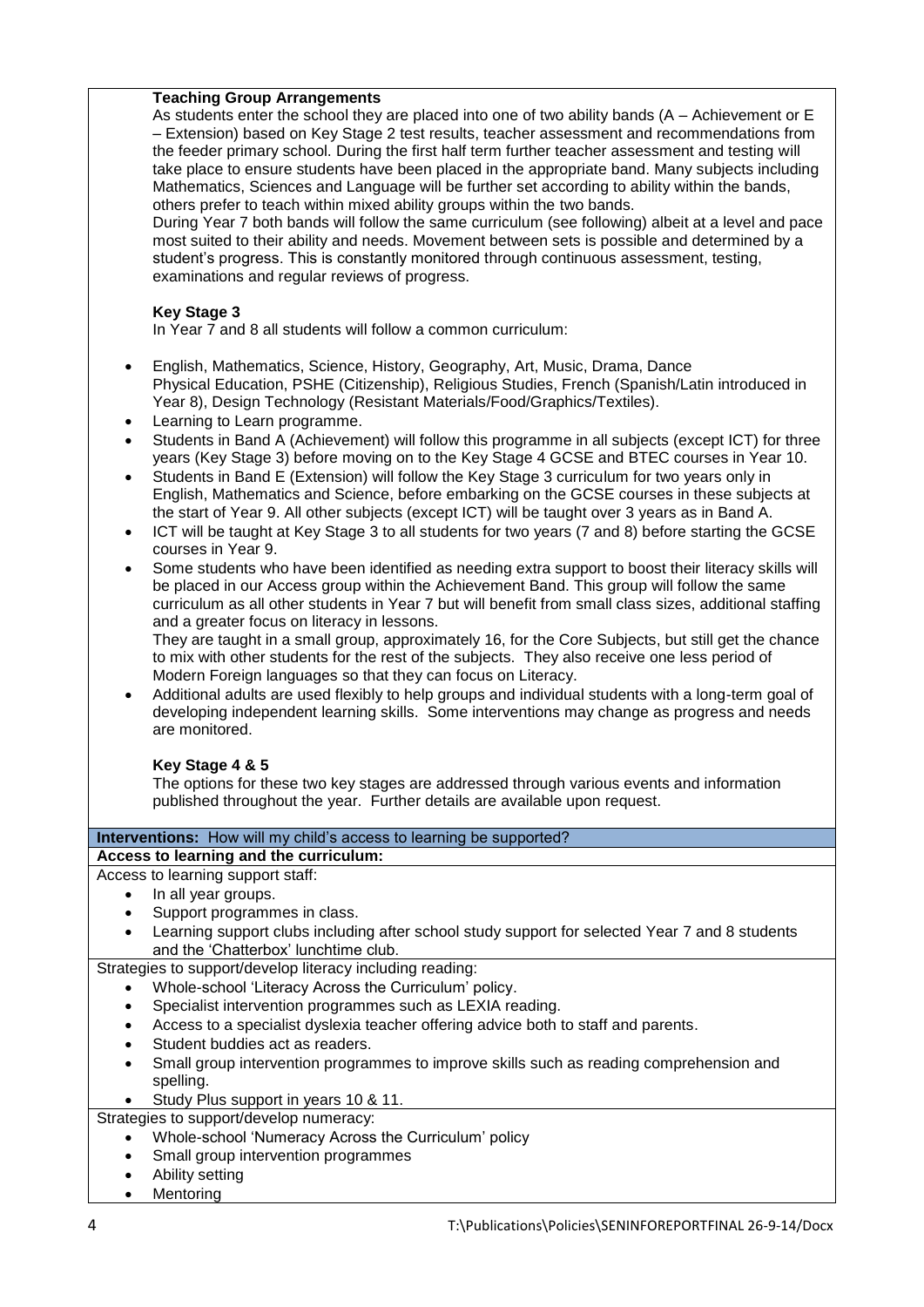**Teaching Group Arrangements**

As students enter the school they are placed into one of two ability bands (A – Achievement or E – Extension) based on Key Stage 2 test results, teacher assessment and recommendations from the feeder primary school. During the first half term further teacher assessment and testing will take place to ensure students have been placed in the appropriate band. Many subjects including Mathematics, Sciences and Language will be further set according to ability within the bands, others prefer to teach within mixed ability groups within the two bands.

During Year 7 both bands will follow the same curriculum (see following) albeit at a level and pace most suited to their ability and needs. Movement between sets is possible and determined by a student's progress. This is constantly monitored through continuous assessment, testing, examinations and regular reviews of progress.

**Key Stage 3**

In Year 7 and 8 all students will follow a common curriculum:

- English, Mathematics, Science, History, Geography, Art, Music, Drama, Dance Physical Education, PSHE (Citizenship), Religious Studies, French (Spanish/Latin introduced in Year 8), Design Technology (Resistant Materials/Food/Graphics/Textiles).
- Learning to Learn programme.
- Students in Band A (Achievement) will follow this programme in all subjects (except ICT) for three years (Key Stage 3) before moving on to the Key Stage 4 GCSE and BTEC courses in Year 10.
- Students in Band E (Extension) will follow the Key Stage 3 curriculum for two years only in English, Mathematics and Science, before embarking on the GCSE courses in these subjects at the start of Year 9. All other subjects (except ICT) will be taught over 3 years as in Band A.
- ICT will be taught at Key Stage 3 to all students for two years (7 and 8) before starting the GCSE courses in Year 9.
- Some students who have been identified as needing extra support to boost their literacy skills will be placed in our Access group within the Achievement Band. This group will follow the same curriculum as all other students in Year 7 but will benefit from small class sizes, additional staffing and a greater focus on literacy in lessons.

  They are taught in a small group, approximately 16, for the Core Subjects, but still get the chance to mix with other students for the rest of the subjects. They also receive one less period of Modern Foreign languages so that they can focus on Literacy.
- Additional adults are used flexibly to help groups and individual students with a long-term goal of developing independent learning skills. Some interventions may change as progress and needs are monitored.

**Key Stage 4 & 5**

The options for these two key stages are addressed through various events and information published throughout the year. Further details are available upon request.

**Interventions:** How will my child's access to learning be supported?

**Access to learning and the curriculum:**

Access to learning support staff:

- In all year groups.
- Support programmes in class.
- Learning support clubs including after school study support for selected Year 7 and 8 students and the 'Chatterbox' lunchtime club.

Strategies to support/develop literacy including reading:

- Whole-school 'Literacy Across the Curriculum' policy.
- Specialist intervention programmes such as LEXIA reading.
- Access to a specialist dyslexia teacher offering advice both to staff and parents.
- Student buddies act as readers.
- Small group intervention programmes to improve skills such as reading comprehension and spelling.
- Study Plus support in years 10 & 11.

Strategies to support/develop numeracy:

- Whole-school 'Numeracy Across the Curriculum' policy
- Small group intervention programmes
- Ability setting
- Mentoring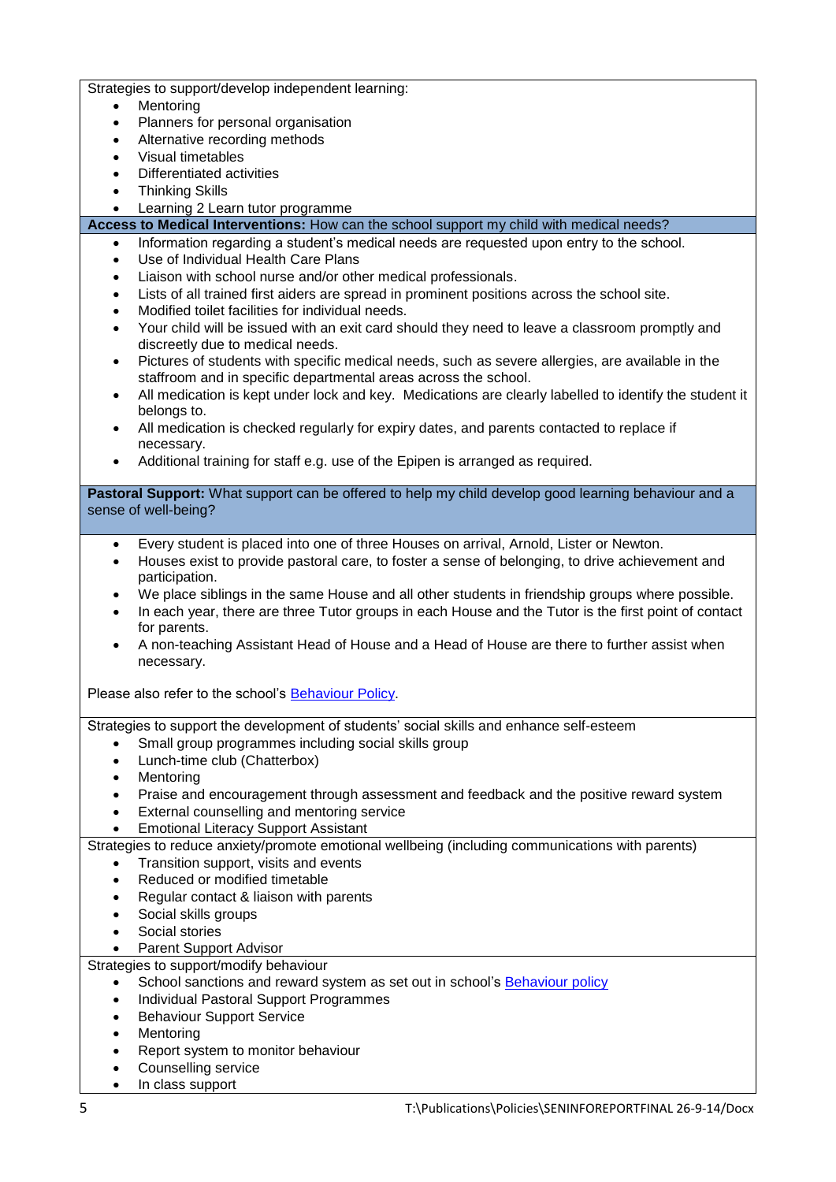Strategies to support/develop independent learning:

- Mentoring
- Planners for personal organisation
- Alternative recording methods
- Visual timetables
- Differentiated activities
- Thinking Skills
- Learning 2 Learn tutor programme

**Access to Medical Interventions:** How can the school support my child with medical needs?

- Information regarding a student's medical needs are requested upon entry to the school.
- Use of Individual Health Care Plans
- Liaison with school nurse and/or other medical professionals.
- Lists of all trained first aiders are spread in prominent positions across the school site.
- Modified toilet facilities for individual needs.
- Your child will be issued with an exit card should they need to leave a classroom promptly and discreetly due to medical needs.
- Pictures of students with specific medical needs, such as severe allergies, are available in the staffroom and in specific departmental areas across the school.
- All medication is kept under lock and key. Medications are clearly labelled to identify the student it belongs to.
- All medication is checked regularly for expiry dates, and parents contacted to replace if necessary.
- Additional training for staff e.g. use of the Epipen is arranged as required.

**Pastoral Support:** What support can be offered to help my child develop good learning behaviour and a sense of well-being?

- Every student is placed into one of three Houses on arrival, Arnold, Lister or Newton.
- Houses exist to provide pastoral care, to foster a sense of belonging, to drive achievement and participation.
- We place siblings in the same House and all other students in friendship groups where possible.
- In each year, there are three Tutor groups in each House and the Tutor is the first point of contact for parents.
- A non-teaching Assistant Head of House and a Head of House are there to further assist when necessary.

Please also refer to the school's Behaviour Policy.

Strategies to support the development of students' social skills and enhance self-esteem

- Small group programmes including social skills group
- Lunch-time club (Chatterbox)
- Mentoring
- Praise and encouragement through assessment and feedback and the positive reward system
- External counselling and mentoring service
- Emotional Literacy Support Assistant

Strategies to reduce anxiety/promote emotional wellbeing (including communications with parents)

- Transition support, visits and events
- Reduced or modified timetable
- Regular contact & liaison with parents
- Social skills groups
- Social stories
- Parent Support Advisor

Strategies to support/modify behaviour

- School sanctions and reward system as set out in school's Behaviour policy
- Individual Pastoral Support Programmes
- Behaviour Support Service
- Mentoring
- Report system to monitor behaviour
- Counselling service
- In class support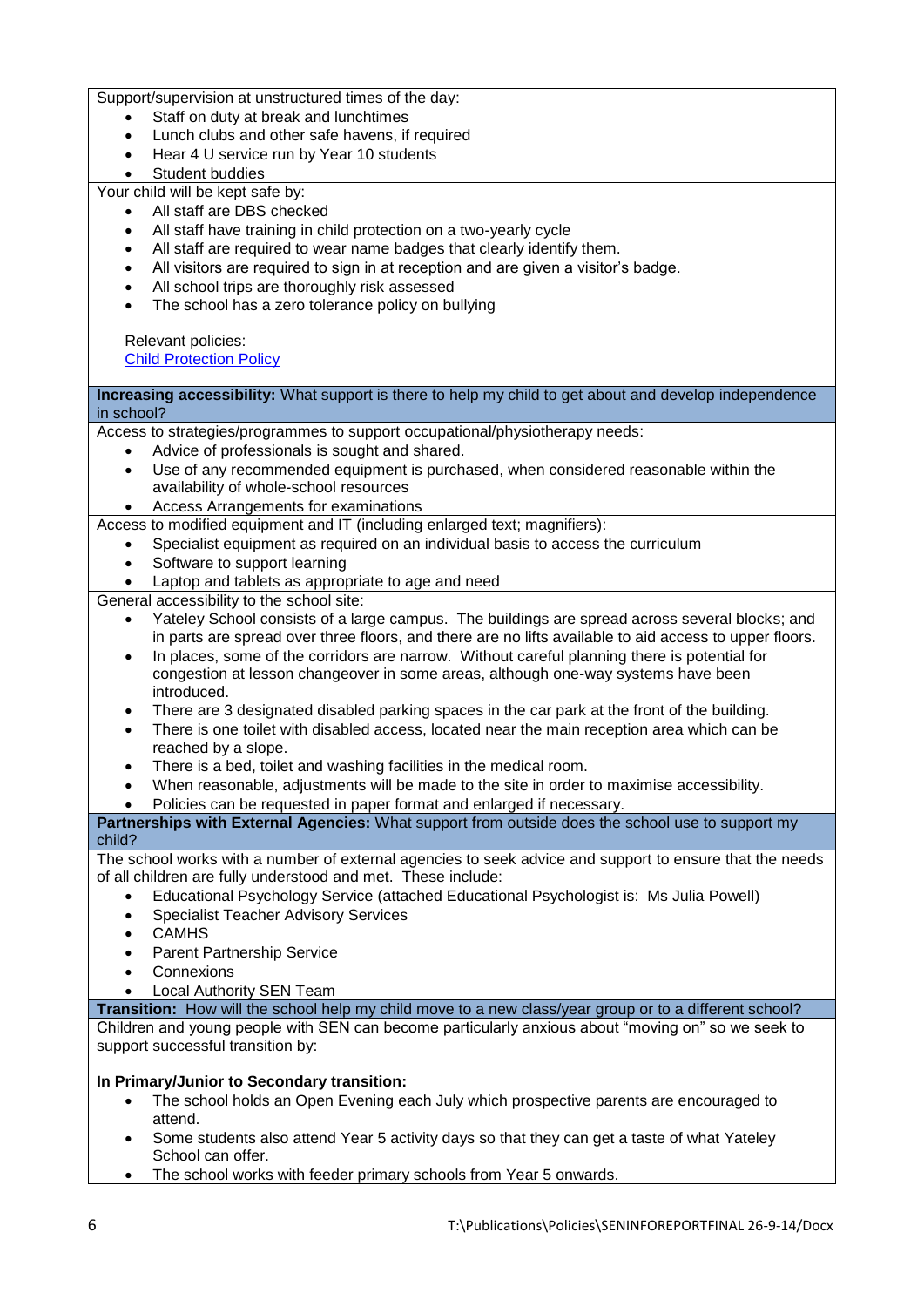Support/supervision at unstructured times of the day:

- Staff on duty at break and lunchtimes
- Lunch clubs and other safe havens, if required
- Hear 4 U service run by Year 10 students
- Student buddies

Your child will be kept safe by:

- All staff are DBS checked
- All staff have training in child protection on a two-yearly cycle
- All staff are required to wear name badges that clearly identify them.
- All visitors are required to sign in at reception and are given a visitor's badge.
- All school trips are thoroughly risk assessed
- The school has a zero tolerance policy on bullying

Relevant policies:
Child Protection Policy

**Increasing accessibility:** What support is there to help my child to get about and develop independence in school?

Access to strategies/programmes to support occupational/physiotherapy needs:

- Advice of professionals is sought and shared.
- Use of any recommended equipment is purchased, when considered reasonable within the availability of whole-school resources
- Access Arrangements for examinations

Access to modified equipment and IT (including enlarged text; magnifiers):

- Specialist equipment as required on an individual basis to access the curriculum
- Software to support learning
- Laptop and tablets as appropriate to age and need

General accessibility to the school site:

- Yateley School consists of a large campus. The buildings are spread across several blocks; and in parts are spread over three floors, and there are no lifts available to aid access to upper floors.
- In places, some of the corridors are narrow. Without careful planning there is potential for congestion at lesson changeover in some areas, although one-way systems have been introduced.
- There are 3 designated disabled parking spaces in the car park at the front of the building.
- There is one toilet with disabled access, located near the main reception area which can be reached by a slope.
- There is a bed, toilet and washing facilities in the medical room.
- When reasonable, adjustments will be made to the site in order to maximise accessibility.
- Policies can be requested in paper format and enlarged if necessary.

**Partnerships with External Agencies:** What support from outside does the school use to support my child?

The school works with a number of external agencies to seek advice and support to ensure that the needs of all children are fully understood and met. These include:

- Educational Psychology Service (attached Educational Psychologist is: Ms Julia Powell)
- Specialist Teacher Advisory Services
- CAMHS
- Parent Partnership Service
- Connexions
- Local Authority SEN Team

**Transition:** How will the school help my child move to a new class/year group or to a different school?

Children and young people with SEN can become particularly anxious about "moving on" so we seek to support successful transition by:

**In Primary/Junior to Secondary transition:**

- The school holds an Open Evening each July which prospective parents are encouraged to attend.
- Some students also attend Year 5 activity days so that they can get a taste of what Yateley School can offer.
- The school works with feeder primary schools from Year 5 onwards.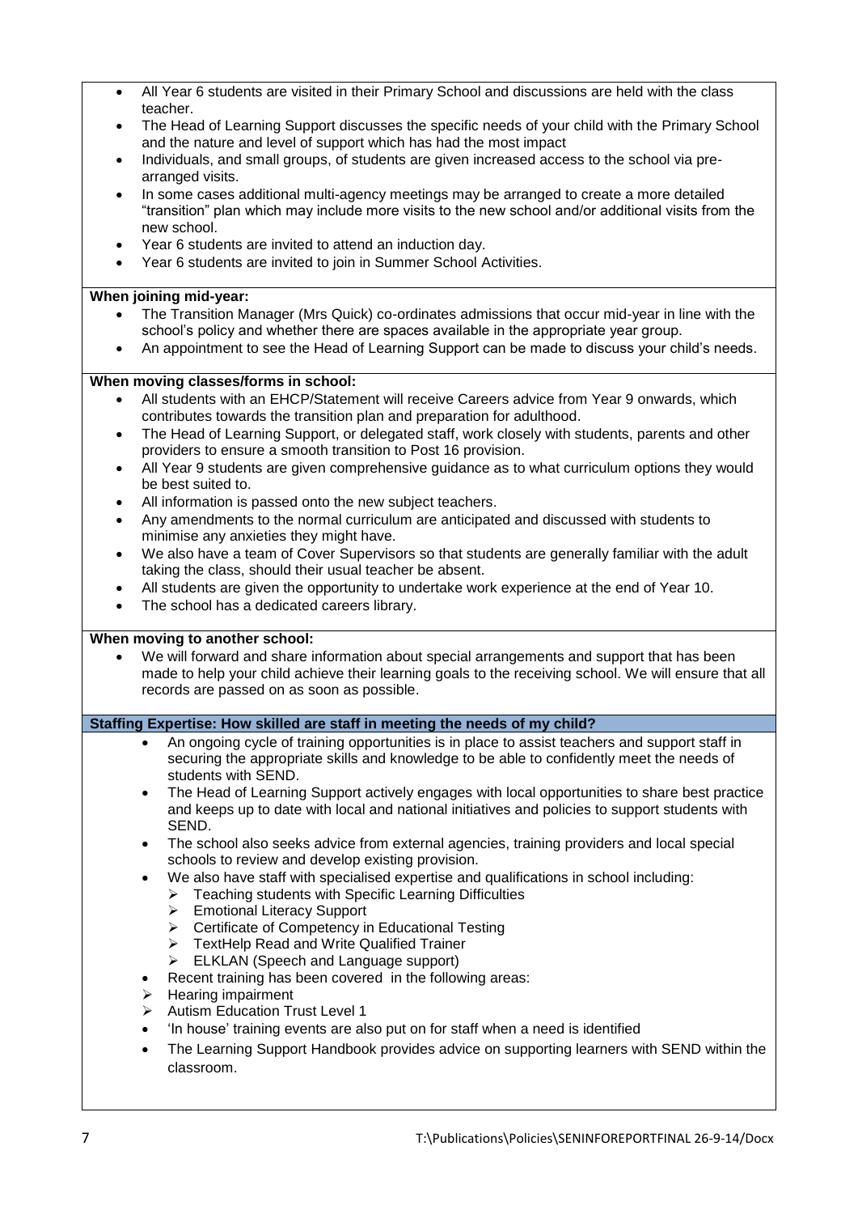- All Year 6 students are visited in their Primary School and discussions are held with the class teacher.
- The Head of Learning Support discusses the specific needs of your child with the Primary School and the nature and level of support which has had the most impact
- Individuals, and small groups, of students are given increased access to the school via pre-arranged visits.
- In some cases additional multi-agency meetings may be arranged to create a more detailed "transition" plan which may include more visits to the new school and/or additional visits from the new school.
- Year 6 students are invited to attend an induction day.
- Year 6 students are invited to join in Summer School Activities.

**When joining mid-year:**

- The Transition Manager (Mrs Quick) co-ordinates admissions that occur mid-year in line with the school's policy and whether there are spaces available in the appropriate year group.
- An appointment to see the Head of Learning Support can be made to discuss your child's needs.

**When moving classes/forms in school:**

- All students with an EHCP/Statement will receive Careers advice from Year 9 onwards, which contributes towards the transition plan and preparation for adulthood.
- The Head of Learning Support, or delegated staff, work closely with students, parents and other providers to ensure a smooth transition to Post 16 provision.
- All Year 9 students are given comprehensive guidance as to what curriculum options they would be best suited to.
- All information is passed onto the new subject teachers.
- Any amendments to the normal curriculum are anticipated and discussed with students to minimise any anxieties they might have.
- We also have a team of Cover Supervisors so that students are generally familiar with the adult taking the class, should their usual teacher be absent.
- All students are given the opportunity to undertake work experience at the end of Year 10.
- The school has a dedicated careers library.

**When moving to another school:**

- We will forward and share information about special arrangements and support that has been made to help your child achieve their learning goals to the receiving school. We will ensure that all records are passed on as soon as possible.

**Staffing Expertise: How skilled are staff in meeting the needs of my child?**

- An ongoing cycle of training opportunities is in place to assist teachers and support staff in securing the appropriate skills and knowledge to be able to confidently meet the needs of students with SEND.
- The Head of Learning Support actively engages with local opportunities to share best practice and keeps up to date with local and national initiatives and policies to support students with SEND.
- The school also seeks advice from external agencies, training providers and local special schools to review and develop existing provision.
- We also have staff with specialised expertise and qualifications in school including:
  - Teaching students with Specific Learning Difficulties
  - Emotional Literacy Support
  - Certificate of Competency in Educational Testing
  - TextHelp Read and Write Qualified Trainer
  - ELKLAN (Speech and Language support)
- Recent training has been covered in the following areas:
  - Hearing impairment
  - Autism Education Trust Level 1
- 'In house' training events are also put on for staff when a need is identified
- The Learning Support Handbook provides advice on supporting learners with SEND within the classroom.

T:\Publications\Policies\SENINFOREPORTFINAL 26-9-14/Docx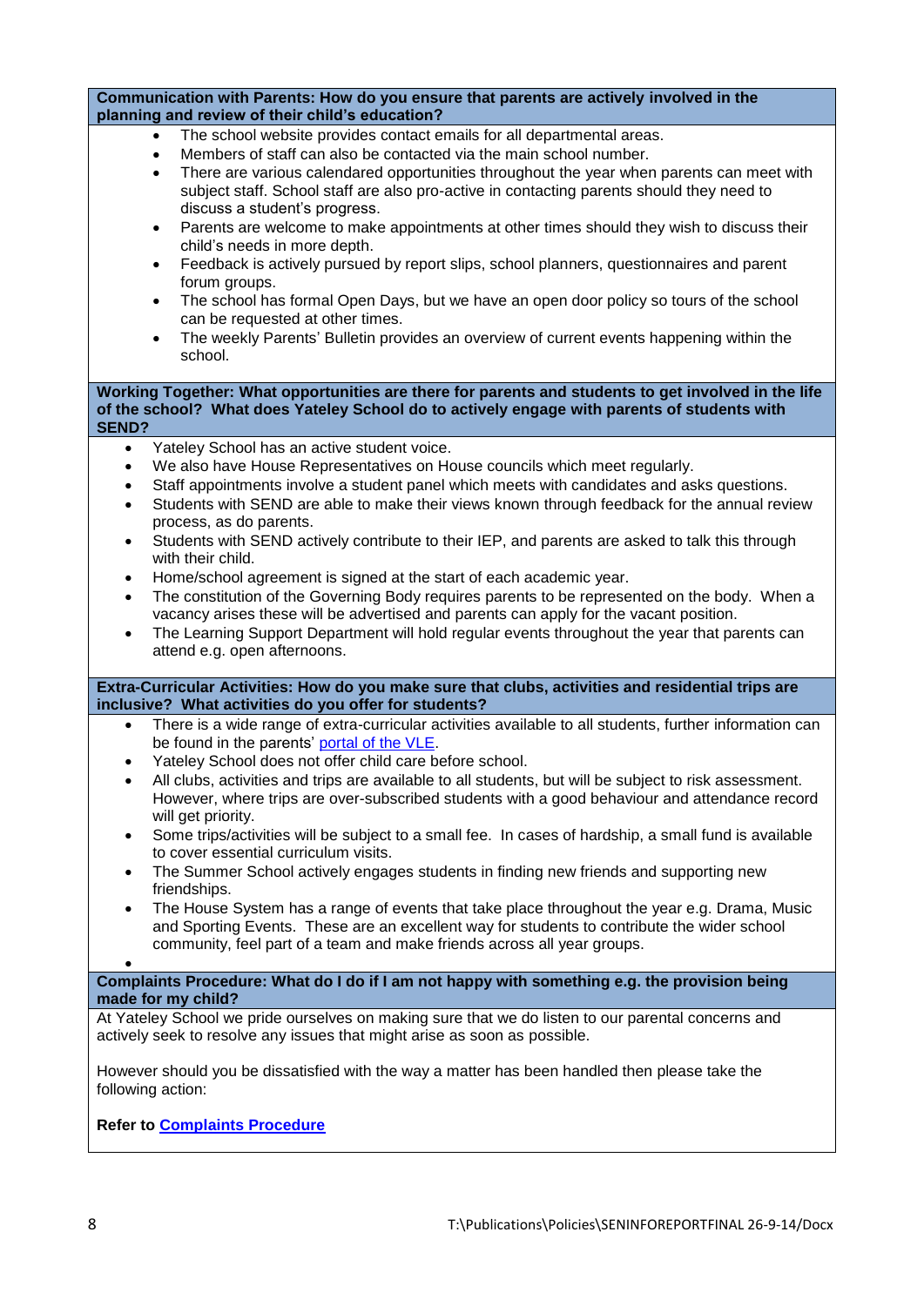**Communication with Parents: How do you ensure that parents are actively involved in the planning and review of their child's education?**

- The school website provides contact emails for all departmental areas.
- Members of staff can also be contacted via the main school number.
- There are various calendared opportunities throughout the year when parents can meet with subject staff. School staff are also pro-active in contacting parents should they need to discuss a student's progress.
- Parents are welcome to make appointments at other times should they wish to discuss their child's needs in more depth.
- Feedback is actively pursued by report slips, school planners, questionnaires and parent forum groups.
- The school has formal Open Days, but we have an open door policy so tours of the school can be requested at other times.
- The weekly Parents' Bulletin provides an overview of current events happening within the school.

**Working Together: What opportunities are there for parents and students to get involved in the life of the school? What does Yateley School do to actively engage with parents of students with SEND?**

- Yateley School has an active student voice.
- We also have House Representatives on House councils which meet regularly.
- Staff appointments involve a student panel which meets with candidates and asks questions.
- Students with SEND are able to make their views known through feedback for the annual review process, as do parents.
- Students with SEND actively contribute to their IEP, and parents are asked to talk this through with their child.
- Home/school agreement is signed at the start of each academic year.
- The constitution of the Governing Body requires parents to be represented on the body. When a vacancy arises these will be advertised and parents can apply for the vacant position.
- The Learning Support Department will hold regular events throughout the year that parents can attend e.g. open afternoons.

**Extra-Curricular Activities: How do you make sure that clubs, activities and residential trips are inclusive? What activities do you offer for students?**

- There is a wide range of extra-curricular activities available to all students, further information can be found in the parents' portal of the VLE.
- Yateley School does not offer child care before school.
- All clubs, activities and trips are available to all students, but will be subject to risk assessment. However, where trips are over-subscribed students with a good behaviour and attendance record will get priority.
- Some trips/activities will be subject to a small fee. In cases of hardship, a small fund is available to cover essential curriculum visits.
- The Summer School actively engages students in finding new friends and supporting new friendships.
- The House System has a range of events that take place throughout the year e.g. Drama, Music and Sporting Events. These are an excellent way for students to contribute the wider school community, feel part of a team and make friends across all year groups.

**Complaints Procedure: What do I do if I am not happy with something e.g. the provision being made for my child?**

At Yateley School we pride ourselves on making sure that we do listen to our parental concerns and actively seek to resolve any issues that might arise as soon as possible.

However should you be dissatisfied with the way a matter has been handled then please take the following action:

**Refer to Complaints Procedure**

T:\Publications\Policies\SENINFOREPORTFINAL 26-9-14/Docx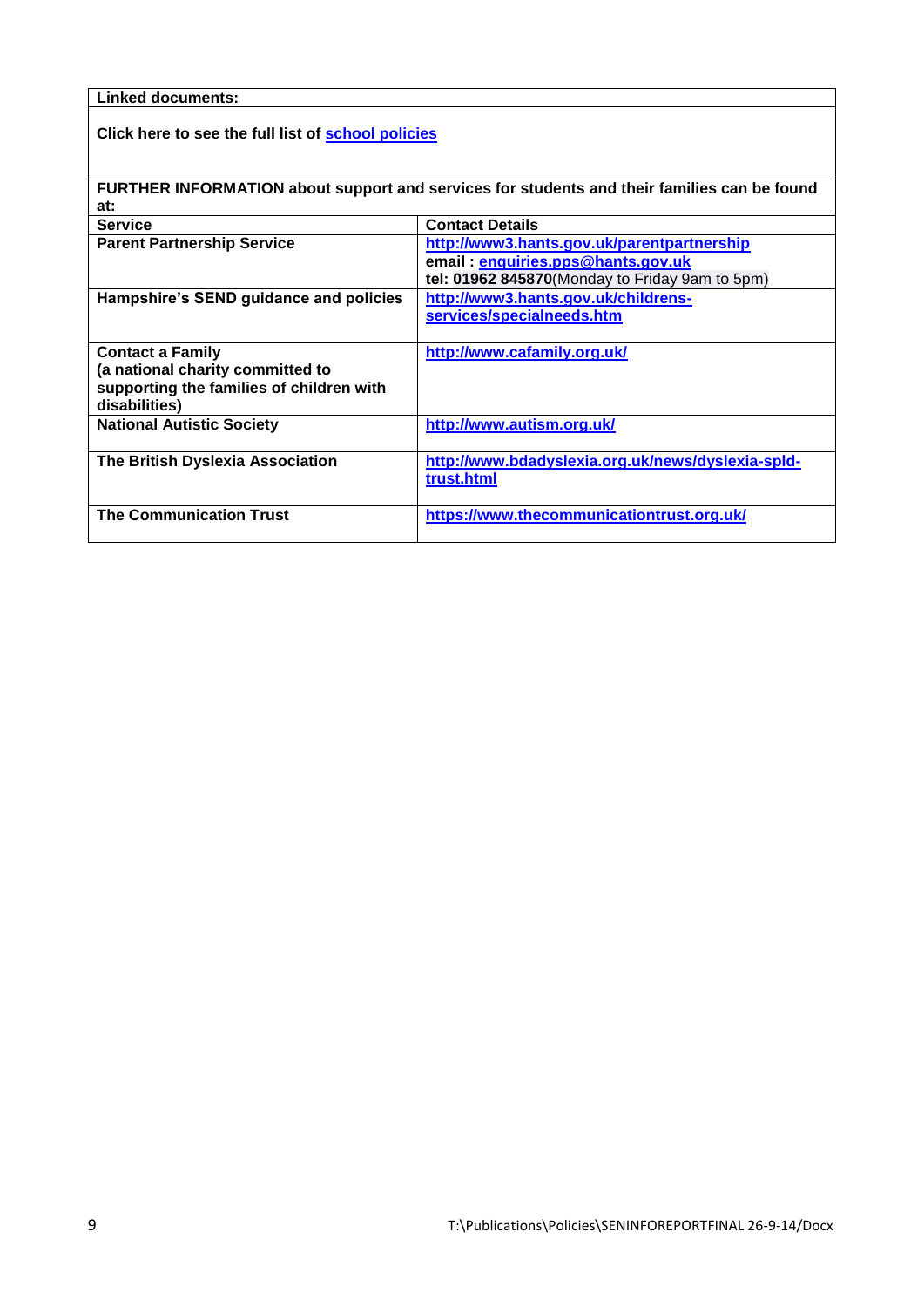| **Linked documents:** |
|---|
| **Click here to see the full list of** [school policies](school policies) |

**FURTHER INFORMATION about support and services for students and their families can be found at:**

| **Service** | **Contact Details** |
|---|---|
| **Parent Partnership Service** | **http://www3.hants.gov.uk/parentpartnership**<br>**email : enquiries.pps@hants.gov.uk**<br>**tel: 01962 845870**(Monday to Friday 9am to 5pm) |
| **Hampshire's SEND guidance and policies** | **http://www3.hants.gov.uk/childrens-services/specialneeds.htm** |
| **Contact a Family**<br>**(a national charity committed to supporting the families of children with disabilities)** | **http://www.cafamily.org.uk/** |
| **National Autistic Society** | **http://www.autism.org.uk/** |
| **The British Dyslexia Association** | **http://www.bdadyslexia.org.uk/news/dyslexia-spld-trust.html** |
| **The Communication Trust** | **https://www.thecommunicationtrust.org.uk/** |

T:\Publications\Policies\SENINFOREPORTFINAL 26-9-14/Docx